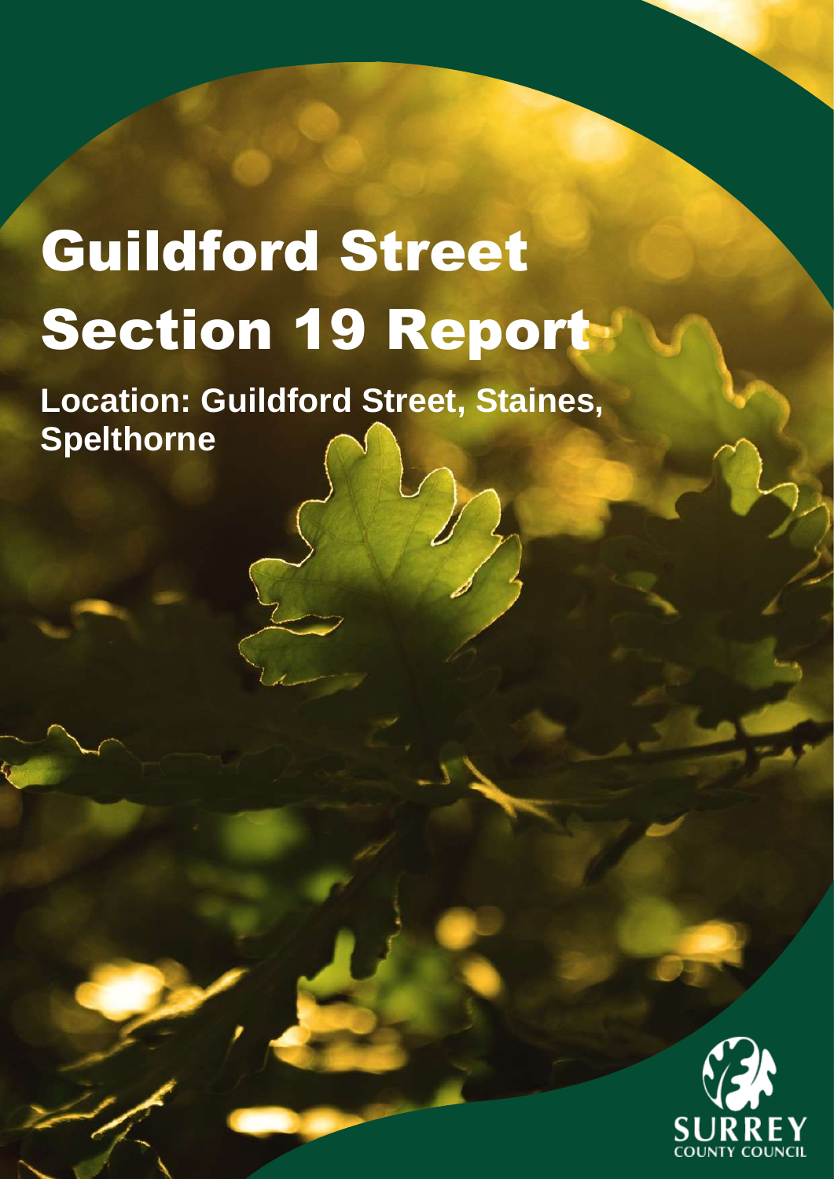# Guildford Street Section 19 Report

**Location: Guildford Street, Staines, Spelthorne**

SURREY COUNTY COUNCIL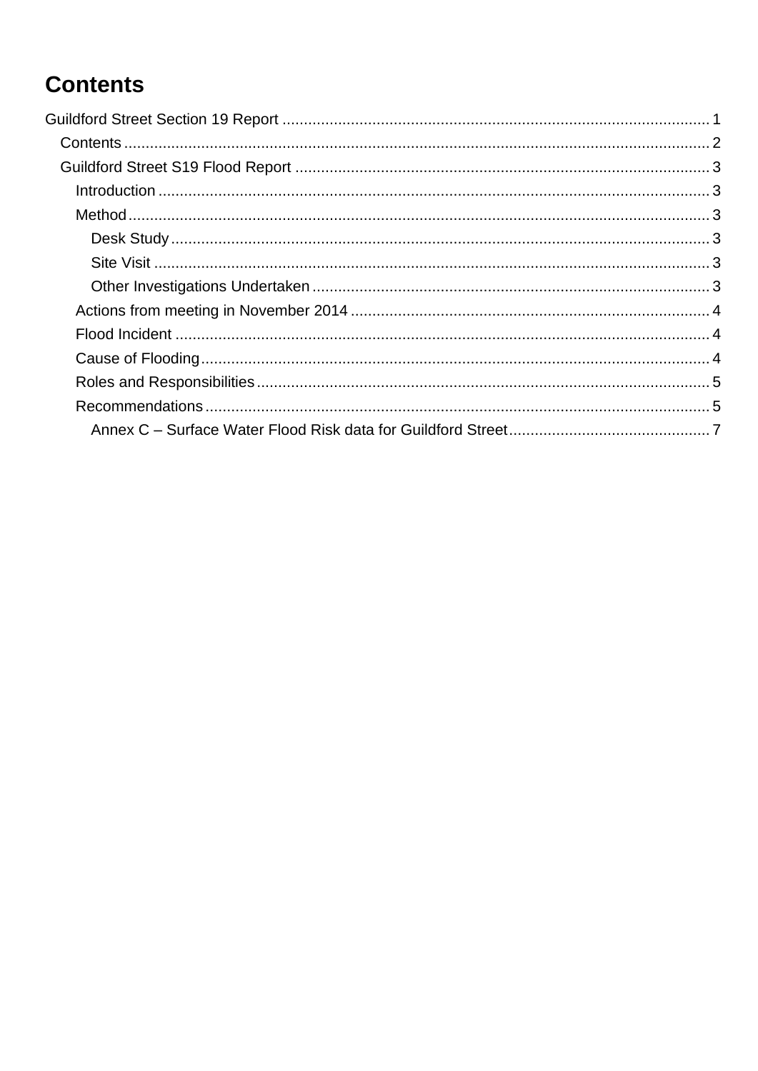# Contents

Guildford Street Section 19 Report ............................................................ 1

- Contents ............................................................ 2
- Guildford Street S19 Flood Report ............................................................ 3
  - Introduction ............................................................ 3
  - Method ............................................................ 3
    - Desk Study ............................................................ 3
    - Site Visit ............................................................ 3
    - Other Investigations Undertaken ............................................................ 3
  - Actions from meeting in November 2014 ............................................................ 4
  - Flood Incident ............................................................ 4
  - Cause of Flooding ............................................................ 4
  - Roles and Responsibilities ............................................................ 5
  - Recommendations ............................................................ 5
    - Annex C – Surface Water Flood Risk data for Guildford Street ............................................................ 7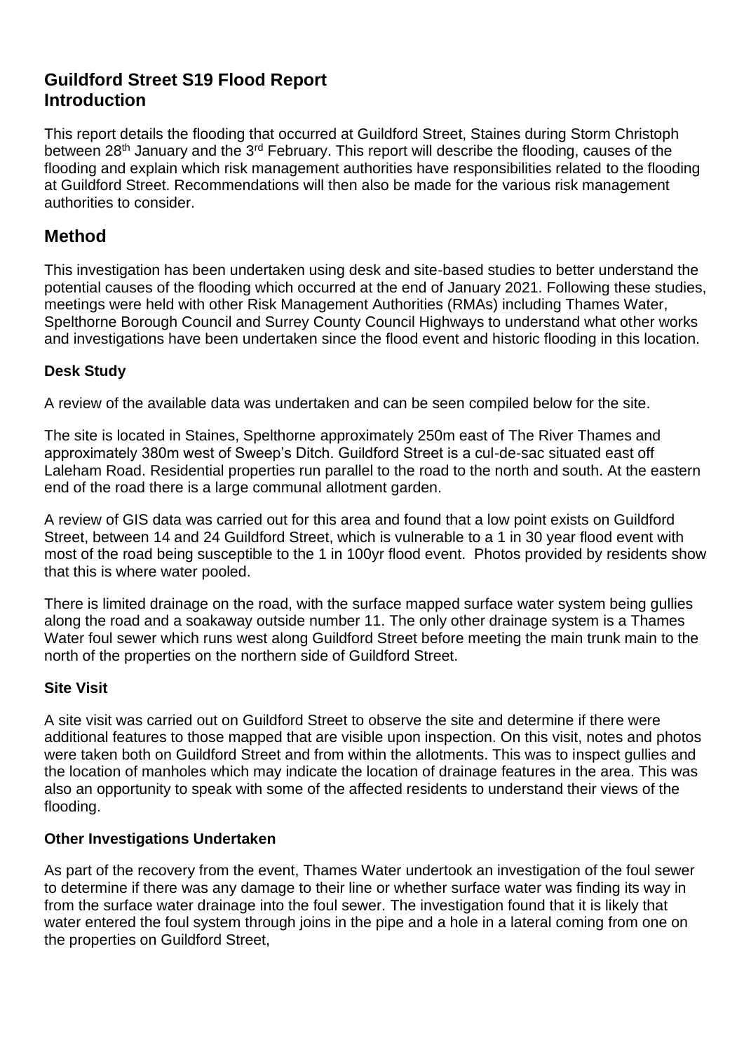# Guildford Street S19 Flood Report
# Introduction

This report details the flooding that occurred at Guildford Street, Staines during Storm Christoph between 28th January and the 3rd February. This report will describe the flooding, causes of the flooding and explain which risk management authorities have responsibilities related to the flooding at Guildford Street. Recommendations will then also be made for the various risk management authorities to consider.

## Method

This investigation has been undertaken using desk and site-based studies to better understand the potential causes of the flooding which occurred at the end of January 2021. Following these studies, meetings were held with other Risk Management Authorities (RMAs) including Thames Water, Spelthorne Borough Council and Surrey County Council Highways to understand what other works and investigations have been undertaken since the flood event and historic flooding in this location.

### Desk Study

A review of the available data was undertaken and can be seen compiled below for the site.

The site is located in Staines, Spelthorne approximately 250m east of The River Thames and approximately 380m west of Sweep's Ditch. Guildford Street is a cul-de-sac situated east off Laleham Road. Residential properties run parallel to the road to the north and south. At the eastern end of the road there is a large communal allotment garden.

A review of GIS data was carried out for this area and found that a low point exists on Guildford Street, between 14 and 24 Guildford Street, which is vulnerable to a 1 in 30 year flood event with most of the road being susceptible to the 1 in 100yr flood event. Photos provided by residents show that this is where water pooled.

There is limited drainage on the road, with the surface mapped surface water system being gullies along the road and a soakaway outside number 11. The only other drainage system is a Thames Water foul sewer which runs west along Guildford Street before meeting the main trunk main to the north of the properties on the northern side of Guildford Street.

### Site Visit

A site visit was carried out on Guildford Street to observe the site and determine if there were additional features to those mapped that are visible upon inspection. On this visit, notes and photos were taken both on Guildford Street and from within the allotments. This was to inspect gullies and the location of manholes which may indicate the location of drainage features in the area. This was also an opportunity to speak with some of the affected residents to understand their views of the flooding.

### Other Investigations Undertaken

As part of the recovery from the event, Thames Water undertook an investigation of the foul sewer to determine if there was any damage to their line or whether surface water was finding its way in from the surface water drainage into the foul sewer. The investigation found that it is likely that water entered the foul system through joins in the pipe and a hole in a lateral coming from one on the properties on Guildford Street,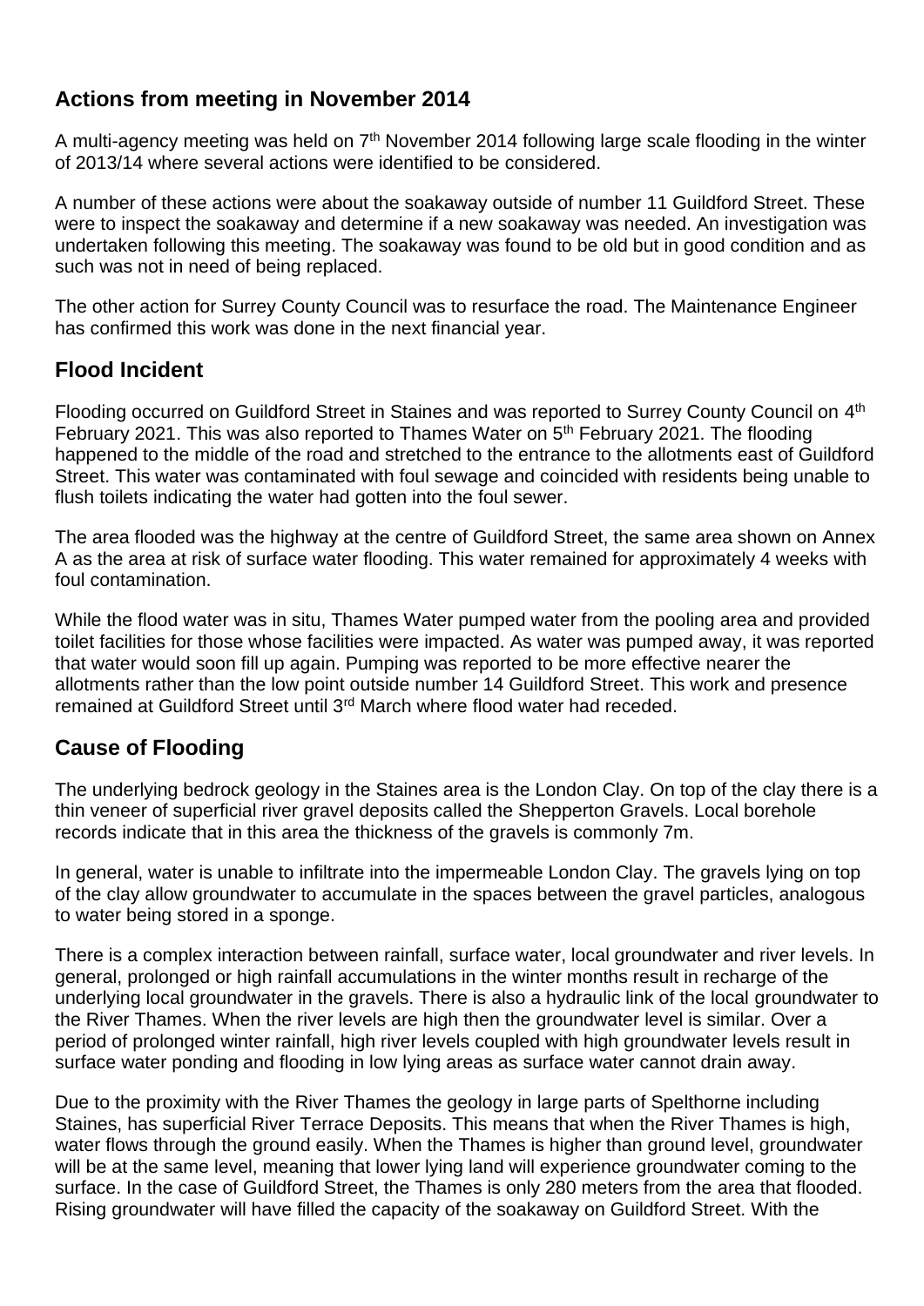## Actions from meeting in November 2014

A multi-agency meeting was held on 7th November 2014 following large scale flooding in the winter of 2013/14 where several actions were identified to be considered.

A number of these actions were about the soakaway outside of number 11 Guildford Street. These were to inspect the soakaway and determine if a new soakaway was needed. An investigation was undertaken following this meeting. The soakaway was found to be old but in good condition and as such was not in need of being replaced.

The other action for Surrey County Council was to resurface the road. The Maintenance Engineer has confirmed this work was done in the next financial year.

## Flood Incident

Flooding occurred on Guildford Street in Staines and was reported to Surrey County Council on 4th February 2021. This was also reported to Thames Water on 5th February 2021. The flooding happened to the middle of the road and stretched to the entrance to the allotments east of Guildford Street. This water was contaminated with foul sewage and coincided with residents being unable to flush toilets indicating the water had gotten into the foul sewer.

The area flooded was the highway at the centre of Guildford Street, the same area shown on Annex A as the area at risk of surface water flooding. This water remained for approximately 4 weeks with foul contamination.

While the flood water was in situ, Thames Water pumped water from the pooling area and provided toilet facilities for those whose facilities were impacted. As water was pumped away, it was reported that water would soon fill up again. Pumping was reported to be more effective nearer the allotments rather than the low point outside number 14 Guildford Street. This work and presence remained at Guildford Street until 3rd March where flood water had receded.

## Cause of Flooding

The underlying bedrock geology in the Staines area is the London Clay. On top of the clay there is a thin veneer of superficial river gravel deposits called the Shepperton Gravels. Local borehole records indicate that in this area the thickness of the gravels is commonly 7m.

In general, water is unable to infiltrate into the impermeable London Clay. The gravels lying on top of the clay allow groundwater to accumulate in the spaces between the gravel particles, analogous to water being stored in a sponge.

There is a complex interaction between rainfall, surface water, local groundwater and river levels. In general, prolonged or high rainfall accumulations in the winter months result in recharge of the underlying local groundwater in the gravels. There is also a hydraulic link of the local groundwater to the River Thames. When the river levels are high then the groundwater level is similar. Over a period of prolonged winter rainfall, high river levels coupled with high groundwater levels result in surface water ponding and flooding in low lying areas as surface water cannot drain away.

Due to the proximity with the River Thames the geology in large parts of Spelthorne including Staines, has superficial River Terrace Deposits. This means that when the River Thames is high, water flows through the ground easily. When the Thames is higher than ground level, groundwater will be at the same level, meaning that lower lying land will experience groundwater coming to the surface. In the case of Guildford Street, the Thames is only 280 meters from the area that flooded. Rising groundwater will have filled the capacity of the soakaway on Guildford Street. With the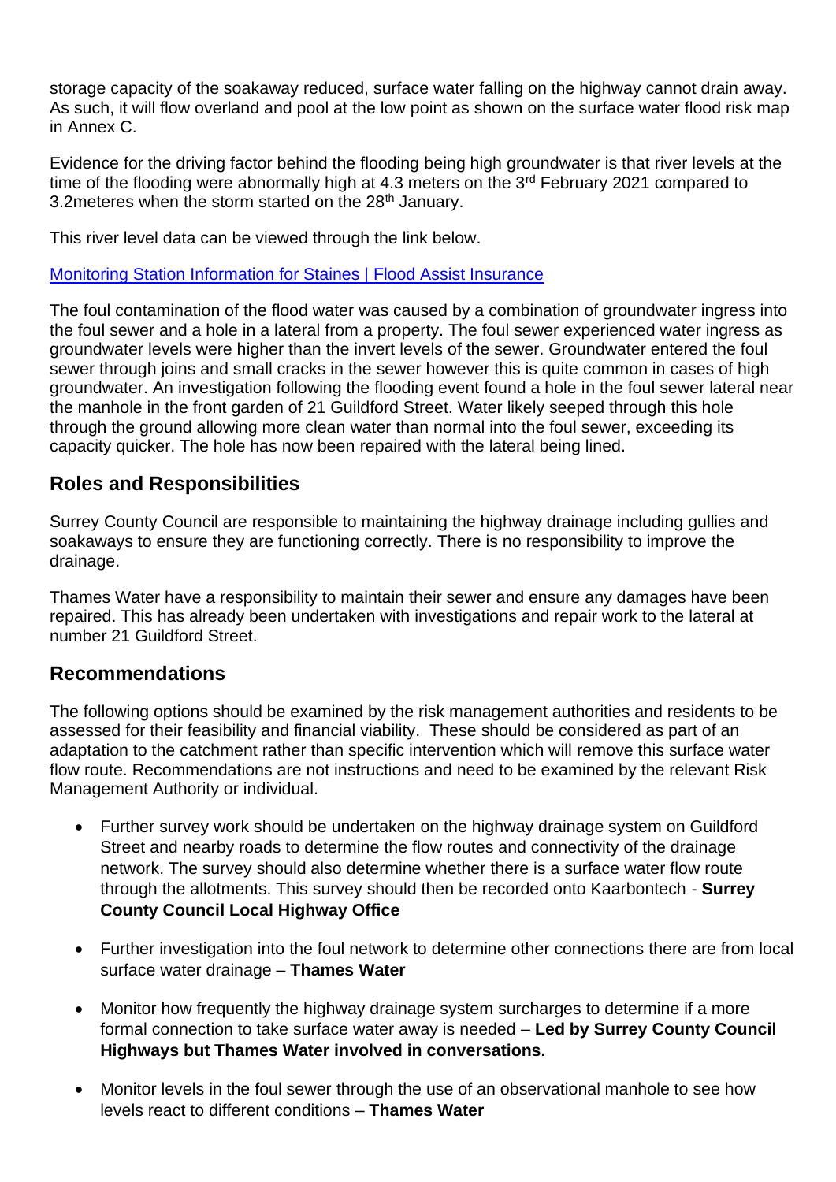storage capacity of the soakaway reduced, surface water falling on the highway cannot drain away. As such, it will flow overland and pool at the low point as shown on the surface water flood risk map in Annex C.

Evidence for the driving factor behind the flooding being high groundwater is that river levels at the time of the flooding were abnormally high at 4.3 meters on the 3rd February 2021 compared to 3.2meteres when the storm started on the 28th January.

This river level data can be viewed through the link below.

[Monitoring Station Information for Staines | Flood Assist Insurance]

The foul contamination of the flood water was caused by a combination of groundwater ingress into the foul sewer and a hole in a lateral from a property. The foul sewer experienced water ingress as groundwater levels were higher than the invert levels of the sewer. Groundwater entered the foul sewer through joins and small cracks in the sewer however this is quite common in cases of high groundwater. An investigation following the flooding event found a hole in the foul sewer lateral near the manhole in the front garden of 21 Guildford Street. Water likely seeped through this hole through the ground allowing more clean water than normal into the foul sewer, exceeding its capacity quicker. The hole has now been repaired with the lateral being lined.

## Roles and Responsibilities

Surrey County Council are responsible to maintaining the highway drainage including gullies and soakaways to ensure they are functioning correctly. There is no responsibility to improve the drainage.

Thames Water have a responsibility to maintain their sewer and ensure any damages have been repaired. This has already been undertaken with investigations and repair work to the lateral at number 21 Guildford Street.

## Recommendations

The following options should be examined by the risk management authorities and residents to be assessed for their feasibility and financial viability. These should be considered as part of an adaptation to the catchment rather than specific intervention which will remove this surface water flow route. Recommendations are not instructions and need to be examined by the relevant Risk Management Authority or individual.

- Further survey work should be undertaken on the highway drainage system on Guildford Street and nearby roads to determine the flow routes and connectivity of the drainage network. The survey should also determine whether there is a surface water flow route through the allotments. This survey should then be recorded onto Kaarbontech - **Surrey County Council Local Highway Office**
- Further investigation into the foul network to determine other connections there are from local surface water drainage – **Thames Water**
- Monitor how frequently the highway drainage system surcharges to determine if a more formal connection to take surface water away is needed – **Led by Surrey County Council Highways but Thames Water involved in conversations.**
- Monitor levels in the foul sewer through the use of an observational manhole to see how levels react to different conditions – **Thames Water**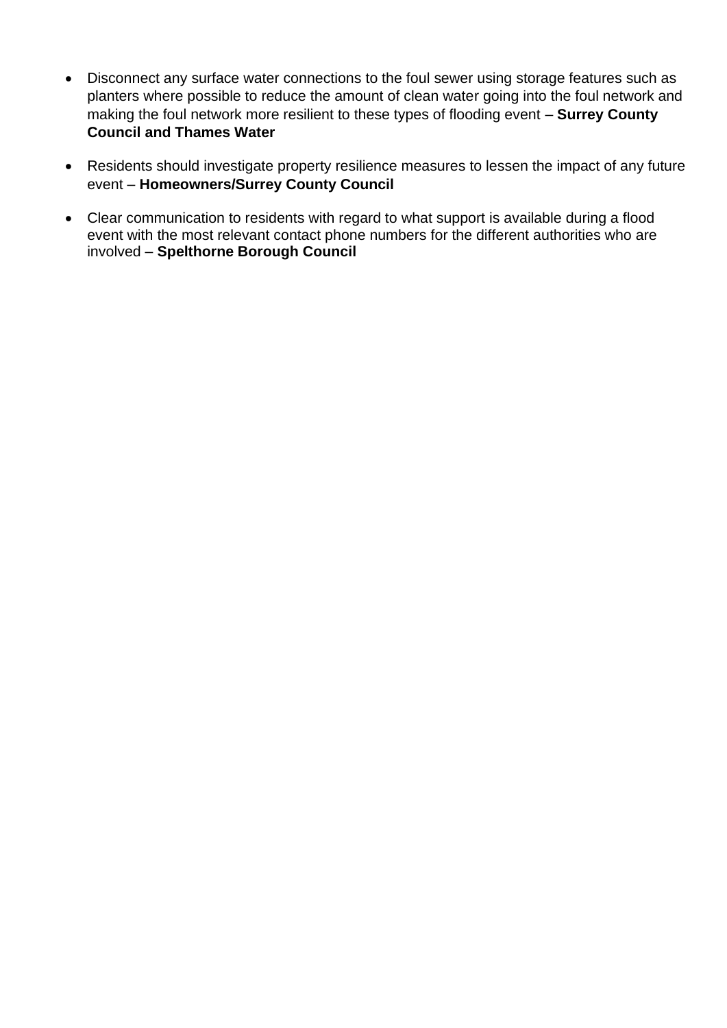- Disconnect any surface water connections to the foul sewer using storage features such as planters where possible to reduce the amount of clean water going into the foul network and making the foul network more resilient to these types of flooding event – **Surrey County Council and Thames Water**

- Residents should investigate property resilience measures to lessen the impact of any future event – **Homeowners/Surrey County Council**

- Clear communication to residents with regard to what support is available during a flood event with the most relevant contact phone numbers for the different authorities who are involved – **Spelthorne Borough Council**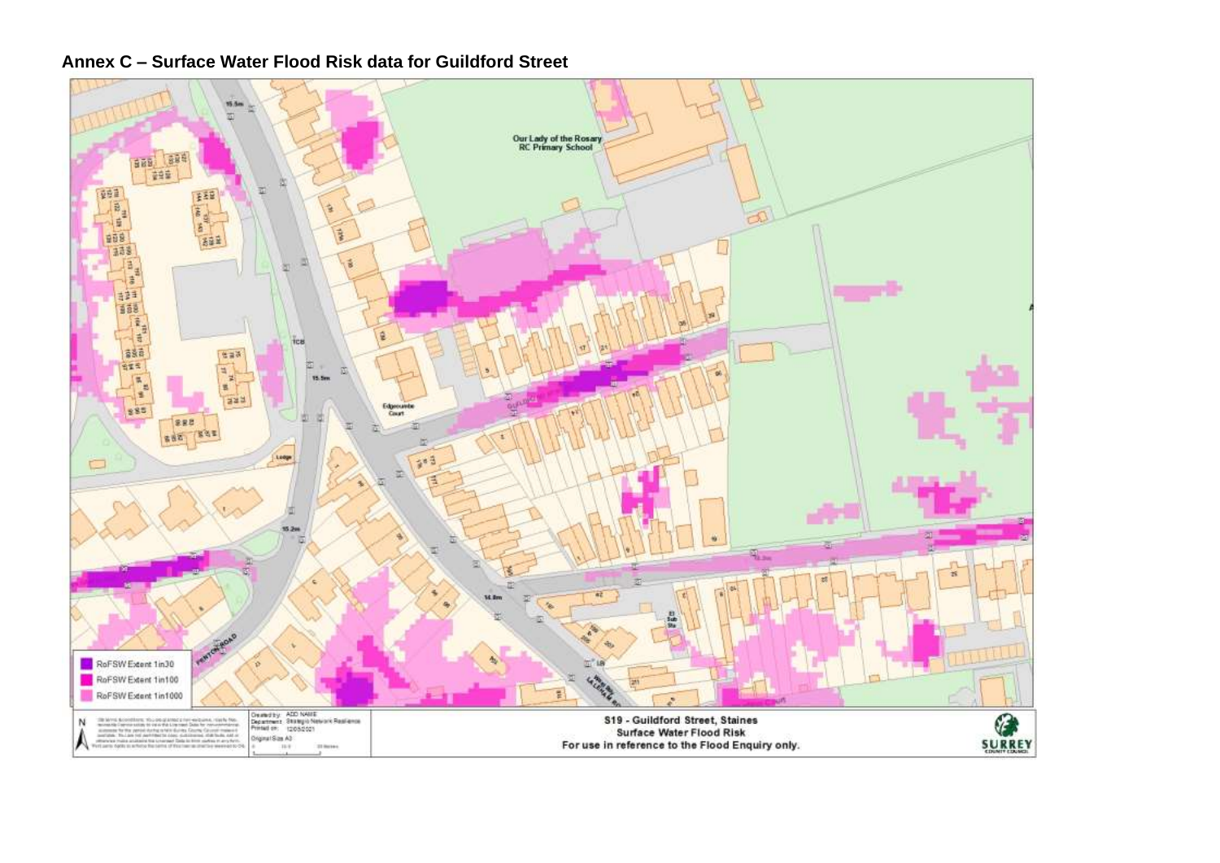## Annex C – Surface Water Flood Risk data for Guildford Street

Our Lady of the Rosary RC Primary School

Edgeumbe Court

Lodge

PENTON ROAD

RoFSW Extent 1in30

RoFSW Extent 1in100

RoFSW Extent 1in1000

Created by: ADD NAME
Department: Strategic Network Resilience
Printed on: 12/05/2021
Original Size A3

S19 - Guildford Street, Staines
Surface Water Flood Risk
For use in reference to the Flood Enquiry only.

SURREY COUNTY COUNCIL